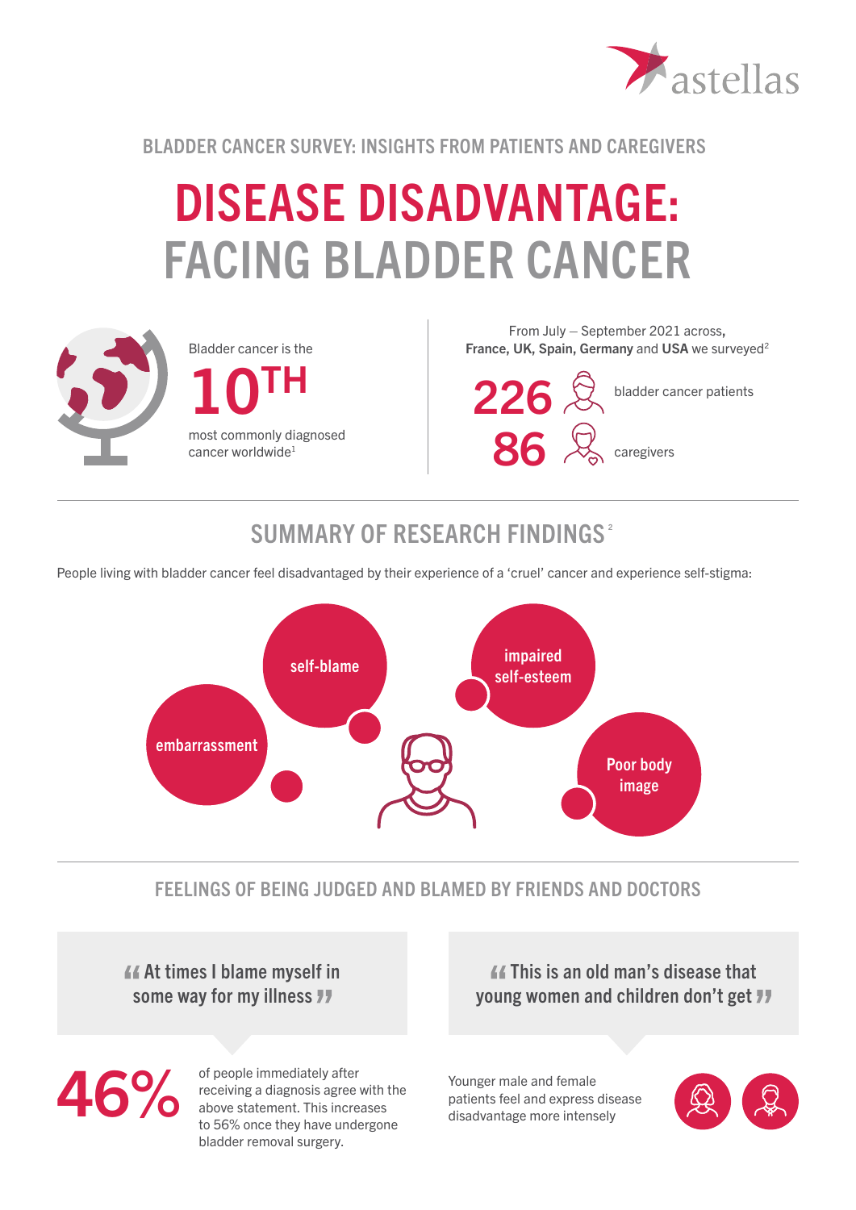astellas

BLADDER CANCER SURVEY: INSIGHTS FROM PATIENTS AND CAREGIVERS

# DISEASE DISADVANTAGE: FACING BLADDER CANCER

Bladder cancer is the

**10TH**

most commonly diagnosed cancer worldwide[1]

From July – September 2021 across, **France, UK, Spain, Germany** and **USA** we surveyed[2]

**226** bladder cancer patients

**86** caregivers

## SUMMARY OF RESEARCH FINDINGS [2]

People living with bladder cancer feel disadvantaged by their experience of a 'cruel' cancer and experience self-stigma:

- embarrassment
- self-blame
- impaired self-esteem
- Poor body image

## FEELINGS OF BEING JUDGED AND BLAMED BY FRIENDS AND DOCTORS

> "At times I blame myself in some way for my illness"

**46%** of people immediately after receiving a diagnosis agree with the above statement. This increases to 56% once they have undergone bladder removal surgery.

> "This is an old man's disease that young women and children don't get"

Younger male and female patients feel and express disease disadvantage more intensely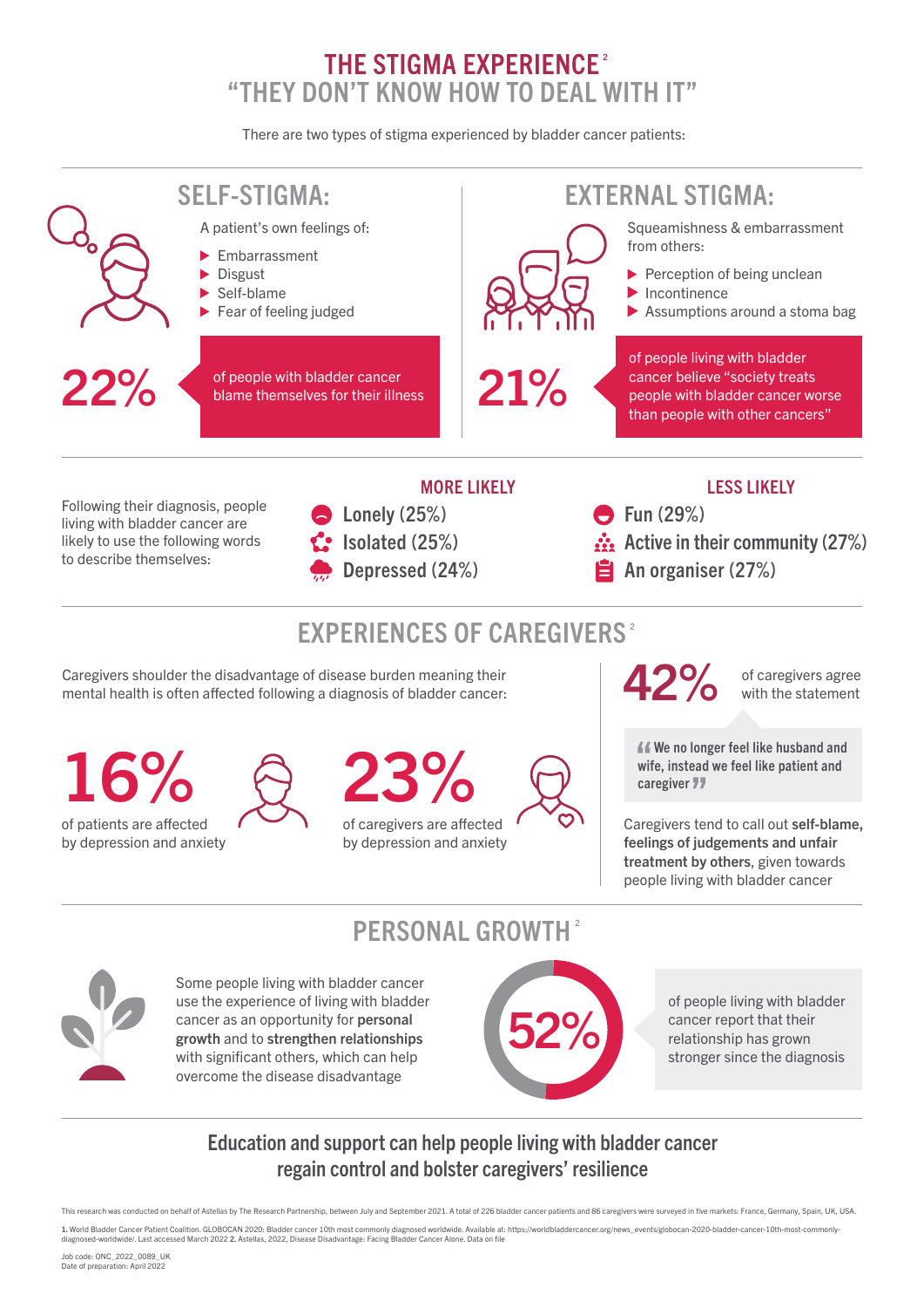# THE STIGMA EXPERIENCE[2]
# "THEY DON'T KNOW HOW TO DEAL WITH IT"

There are two types of stigma experienced by bladder cancer patients:

## SELF-STIGMA:

A patient's own feelings of:

- Embarrassment
- Disgust
- Self-blame
- Fear of feeling judged

**22%** of people with bladder cancer blame themselves for their illness

## EXTERNAL STIGMA:

Squeamishness & embarrassment from others:

- Perception of being unclean
- Incontinence
- Assumptions around a stoma bag

**21%** of people living with bladder cancer believe "society treats people with bladder cancer worse than people with other cancers"

Following their diagnosis, people living with bladder cancer are likely to use the following words to describe themselves:

**MORE LIKELY**

- Lonely (25%)
- Isolated (25%)
- Depressed (24%)

**LESS LIKELY**

- Fun (29%)
- Active in their community (27%)
- An organiser (27%)

## EXPERIENCES OF CAREGIVERS[2]

Caregivers shoulder the disadvantage of disease burden meaning their mental health is often affected following a diagnosis of bladder cancer:

**16%** of patients are affected by depression and anxiety

**23%** of caregivers are affected by depression and anxiety

**42%** of caregivers agree with the statement

> "We no longer feel like husband and wife, instead we feel like patient and caregiver"

Caregivers tend to call out **self-blame, feelings of judgements and unfair treatment by others**, given towards people living with bladder cancer

## PERSONAL GROWTH[2]

Some people living with bladder cancer use the experience of living with bladder cancer as an opportunity for **personal growth** and to **strengthen relationships** with significant others, which can help overcome the disease disadvantage

**52%** of people living with bladder cancer report that their relationship has grown stronger since the diagnosis

## Education and support can help people living with bladder cancer regain control and bolster caregivers' resilience

This research was conducted on behalf of Astellas by The Research Partnership, between July and September 2021. A total of 226 bladder cancer patients and 86 caregivers were surveyed in five markets: France, Germany, Spain, UK, USA.

**1.** World Bladder Cancer Patient Coalition. GLOBOCAN 2020: Bladder cancer 10th most commonly diagnosed worldwide. Available at: https://worldbladdercancer.org/news_events/globocan-2020-bladder-cancer-10th-most-commonly-diagnosed-worldwide/. Last accessed March 2022 **2.** Astellas, 2022, Disease Disadvantage: Facing Bladder Cancer Alone. Data on file

Job code: ONC_2022_0089_UK
Date of preparation: April 2022